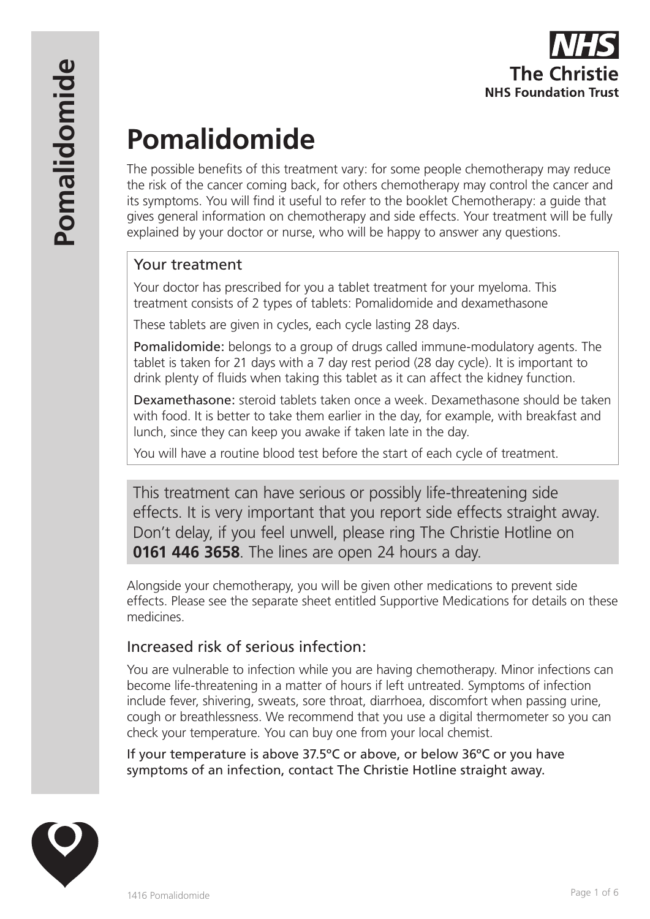# Pomalidomide

The possible benefits of this treatment vary: for some people chemotherapy may reduce the risk of the cancer coming back, for others chemotherapy may control the cancer and its symptoms. You will find it useful to refer to the booklet Chemotherapy: a guide that gives general information on chemotherapy and side effects. Your treatment will be fully explained by your doctor or nurse, who will be happy to answer any questions.

## Your treatment

Your doctor has prescribed for you a tablet treatment for your myeloma. This treatment consists of 2 types of tablets: Pomalidomide and dexamethasone

These tablets are given in cycles, each cycle lasting 28 days.

**Pomalidomide:** belongs to a group of drugs called immune-modulatory agents. The tablet is taken for 21 days with a 7 day rest period (28 day cycle). It is important to drink plenty of fluids when taking this tablet as it can affect the kidney function.

**Dexamethasone:** steroid tablets taken once a week. Dexamethasone should be taken with food. It is better to take them earlier in the day, for example, with breakfast and lunch, since they can keep you awake if taken late in the day.

You will have a routine blood test before the start of each cycle of treatment.

This treatment can have serious or possibly life-threatening side effects. It is very important that you report side effects straight away. Don't delay, if you feel unwell, please ring The Christie Hotline on **0161 446 3658**. The lines are open 24 hours a day.

Alongside your chemotherapy, you will be given other medications to prevent side effects. Please see the separate sheet entitled Supportive Medications for details on these medicines.

## Increased risk of serious infection:

You are vulnerable to infection while you are having chemotherapy. Minor infections can become life-threatening in a matter of hours if left untreated. Symptoms of infection include fever, shivering, sweats, sore throat, diarrhoea, discomfort when passing urine, cough or breathlessness. We recommend that you use a digital thermometer so you can check your temperature. You can buy one from your local chemist.

**If your temperature is above 37.5ºC or above, or below 36ºC or you have symptoms of an infection, contact The Christie Hotline straight away.**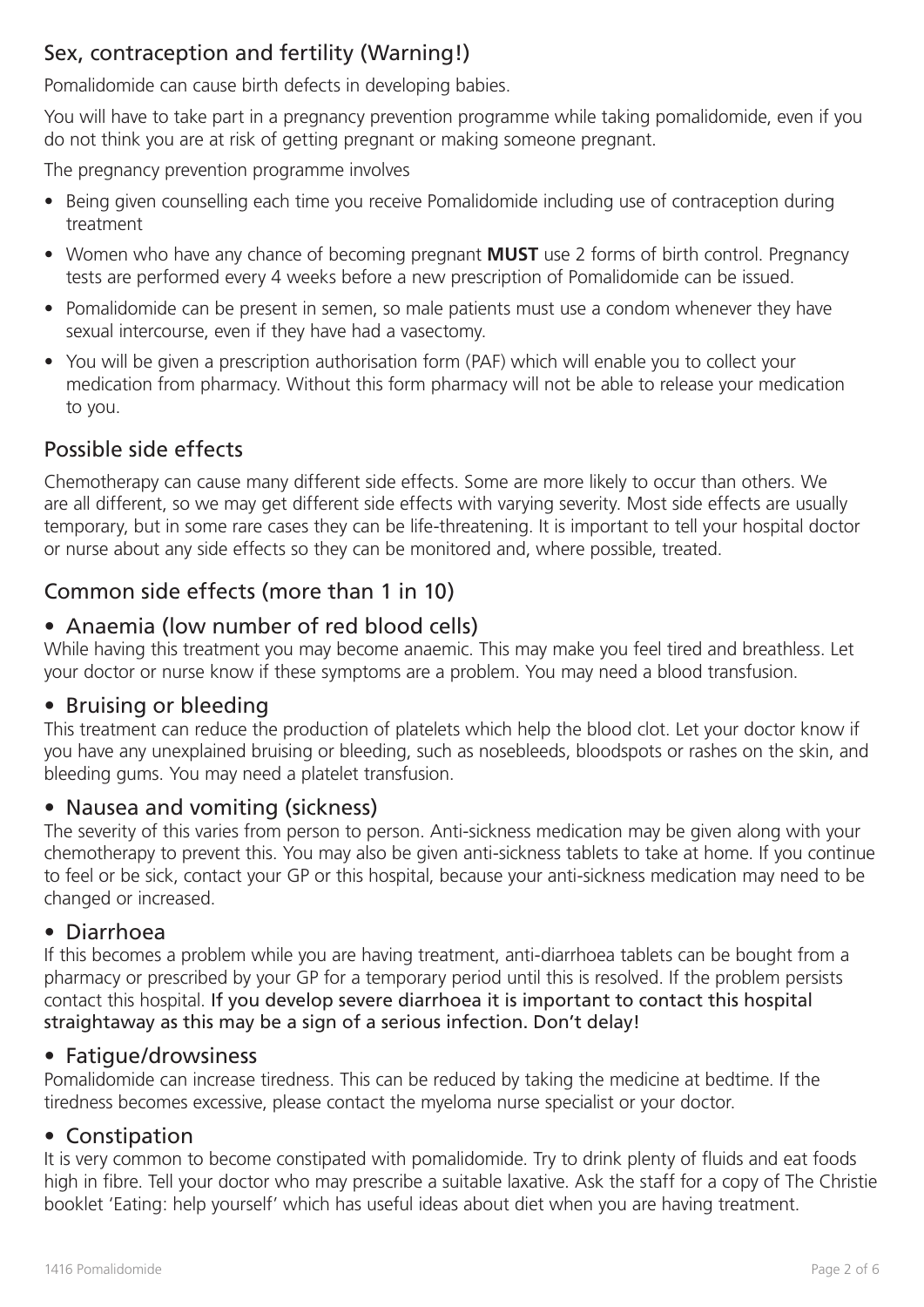## Sex, contraception and fertility (Warning!)

Pomalidomide can cause birth defects in developing babies.

You will have to take part in a pregnancy prevention programme while taking pomalidomide, even if you do not think you are at risk of getting pregnant or making someone pregnant.

The pregnancy prevention programme involves

- Being given counselling each time you receive Pomalidomide including use of contraception during treatment
- Women who have any chance of becoming pregnant **MUST** use 2 forms of birth control. Pregnancy tests are performed every 4 weeks before a new prescription of Pomalidomide can be issued.
- Pomalidomide can be present in semen, so male patients must use a condom whenever they have sexual intercourse, even if they have had a vasectomy.
- You will be given a prescription authorisation form (PAF) which will enable you to collect your medication from pharmacy. Without this form pharmacy will not be able to release your medication to you.

## Possible side effects

Chemotherapy can cause many different side effects. Some are more likely to occur than others. We are all different, so we may get different side effects with varying severity. Most side effects are usually temporary, but in some rare cases they can be life-threatening. It is important to tell your hospital doctor or nurse about any side effects so they can be monitored and, where possible, treated.

## Common side effects (more than 1 in 10)

### • Anaemia (low number of red blood cells)

While having this treatment you may become anaemic. This may make you feel tired and breathless. Let your doctor or nurse know if these symptoms are a problem. You may need a blood transfusion.

### • Bruising or bleeding

This treatment can reduce the production of platelets which help the blood clot. Let your doctor know if you have any unexplained bruising or bleeding, such as nosebleeds, bloodspots or rashes on the skin, and bleeding gums. You may need a platelet transfusion.

### • Nausea and vomiting (sickness)

The severity of this varies from person to person. Anti-sickness medication may be given along with your chemotherapy to prevent this. You may also be given anti-sickness tablets to take at home. If you continue to feel or be sick, contact your GP or this hospital, because your anti-sickness medication may need to be changed or increased.

### • Diarrhoea

If this becomes a problem while you are having treatment, anti-diarrhoea tablets can be bought from a pharmacy or prescribed by your GP for a temporary period until this is resolved. If the problem persists contact this hospital. If you develop severe diarrhoea it is important to contact this hospital straightaway as this may be a sign of a serious infection. Don't delay!

### • Fatigue/drowsiness

Pomalidomide can increase tiredness. This can be reduced by taking the medicine at bedtime. If the tiredness becomes excessive, please contact the myeloma nurse specialist or your doctor.

### • Constipation

It is very common to become constipated with pomalidomide. Try to drink plenty of fluids and eat foods high in fibre. Tell your doctor who may prescribe a suitable laxative. Ask the staff for a copy of The Christie booklet 'Eating: help yourself' which has useful ideas about diet when you are having treatment.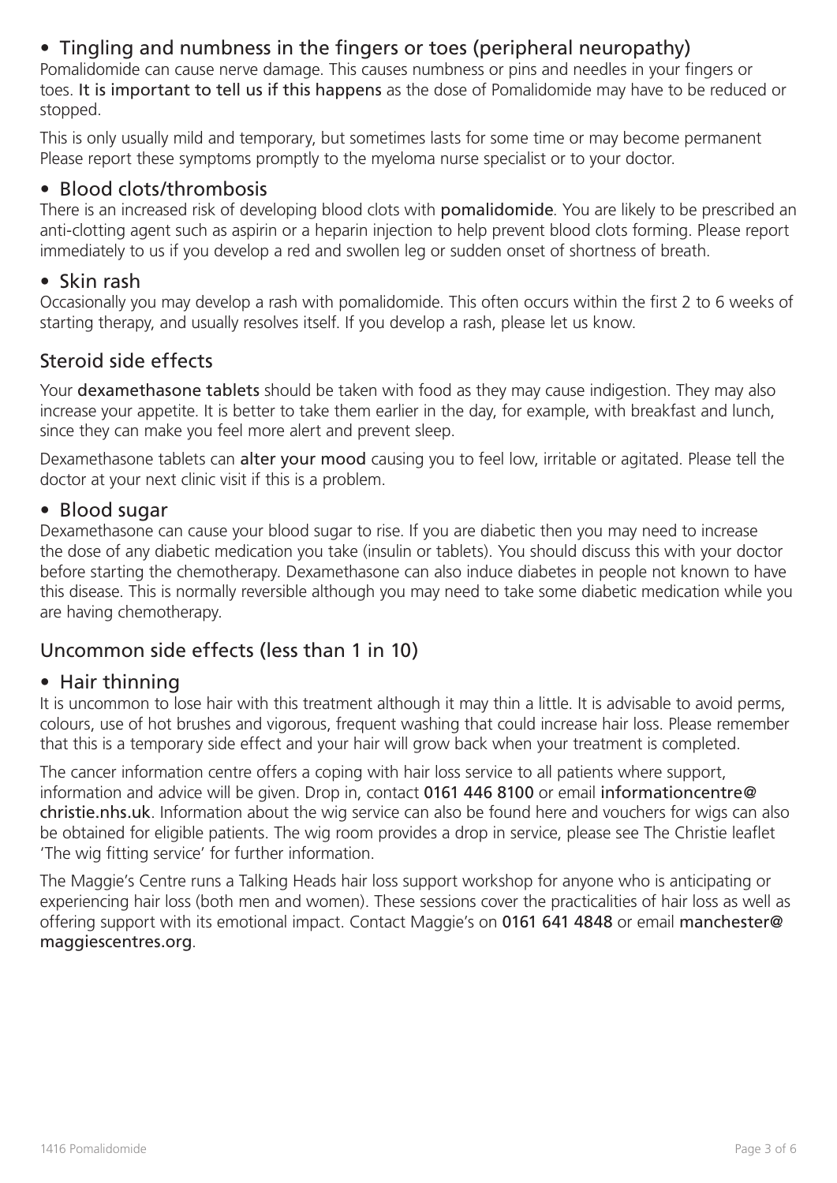- **Tingling and numbness in the fingers or toes (peripheral neuropathy)**

Pomalidomide can cause nerve damage. This causes numbness or pins and needles in your fingers or toes. **It is important to tell us if this happens** as the dose of Pomalidomide may have to be reduced or stopped.

This is only usually mild and temporary, but sometimes lasts for some time or may become permanent Please report these symptoms promptly to the myeloma nurse specialist or to your doctor.

- **Blood clots/thrombosis**

There is an increased risk of developing blood clots with **pomalidomide**. You are likely to be prescribed an anti-clotting agent such as aspirin or a heparin injection to help prevent blood clots forming. Please report immediately to us if you develop a red and swollen leg or sudden onset of shortness of breath.

- **Skin rash**

Occasionally you may develop a rash with pomalidomide. This often occurs within the first 2 to 6 weeks of starting therapy, and usually resolves itself. If you develop a rash, please let us know.

## Steroid side effects

Your **dexamethasone tablets** should be taken with food as they may cause indigestion. They may also increase your appetite. It is better to take them earlier in the day, for example, with breakfast and lunch, since they can make you feel more alert and prevent sleep.

Dexamethasone tablets can **alter your mood** causing you to feel low, irritable or agitated. Please tell the doctor at your next clinic visit if this is a problem.

- **Blood sugar**

Dexamethasone can cause your blood sugar to rise. If you are diabetic then you may need to increase the dose of any diabetic medication you take (insulin or tablets). You should discuss this with your doctor before starting the chemotherapy. Dexamethasone can also induce diabetes in people not known to have this disease. This is normally reversible although you may need to take some diabetic medication while you are having chemotherapy.

## Uncommon side effects (less than 1 in 10)

- **Hair thinning**

It is uncommon to lose hair with this treatment although it may thin a little. It is advisable to avoid perms, colours, use of hot brushes and vigorous, frequent washing that could increase hair loss. Please remember that this is a temporary side effect and your hair will grow back when your treatment is completed.

The cancer information centre offers a coping with hair loss service to all patients where support, information and advice will be given. Drop in, contact **0161 446 8100** or email **informationcentre@christie.nhs.uk**. Information about the wig service can also be found here and vouchers for wigs can also be obtained for eligible patients. The wig room provides a drop in service, please see The Christie leaflet 'The wig fitting service' for further information.

The Maggie's Centre runs a Talking Heads hair loss support workshop for anyone who is anticipating or experiencing hair loss (both men and women). These sessions cover the practicalities of hair loss as well as offering support with its emotional impact. Contact Maggie's on **0161 641 4848** or email **manchester@maggiescentres.org**.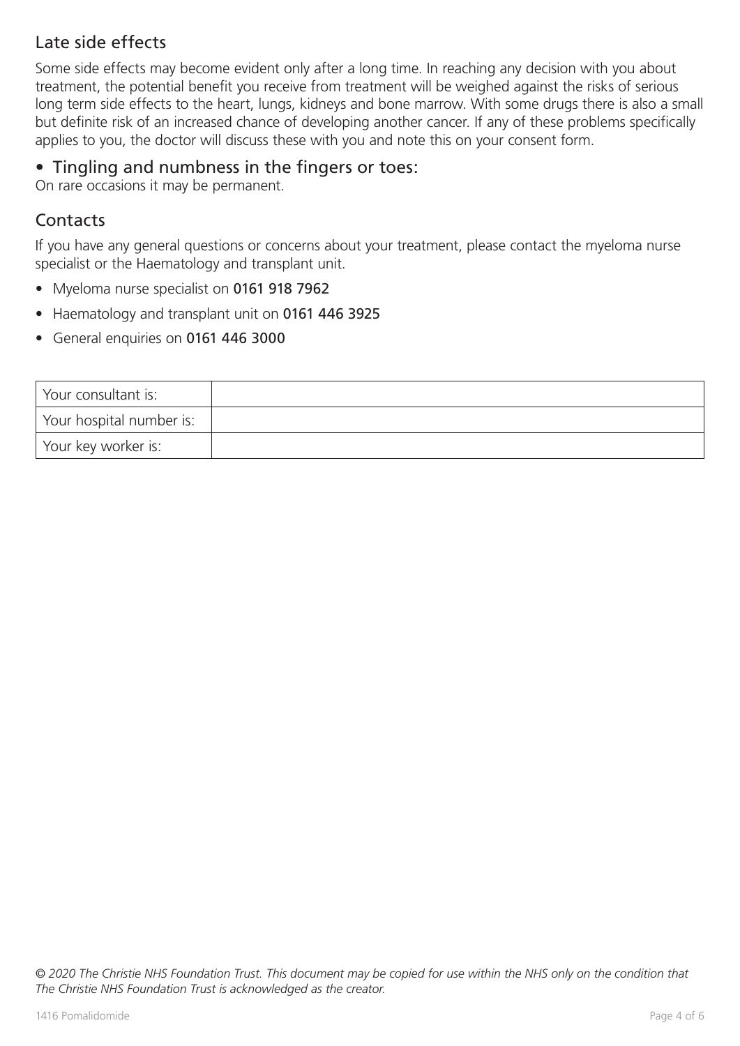## Late side effects

Some side effects may become evident only after a long time. In reaching any decision with you about treatment, the potential benefit you receive from treatment will be weighed against the risks of serious long term side effects to the heart, lungs, kidneys and bone marrow. With some drugs there is also a small but definite risk of an increased chance of developing another cancer. If any of these problems specifically applies to you, the doctor will discuss these with you and note this on your consent form.

- Tingling and numbness in the fingers or toes:

On rare occasions it may be permanent.

## Contacts

If you have any general questions or concerns about your treatment, please contact the myeloma nurse specialist or the Haematology and transplant unit.

- Myeloma nurse specialist on 0161 918 7962
- Haematology and transplant unit on 0161 446 3925
- General enquiries on 0161 446 3000

| Your consultant is: | |
|---|---|
| Your hospital number is: | |
| Your key worker is: | |

*© 2020 The Christie NHS Foundation Trust. This document may be copied for use within the NHS only on the condition that The Christie NHS Foundation Trust is acknowledged as the creator.*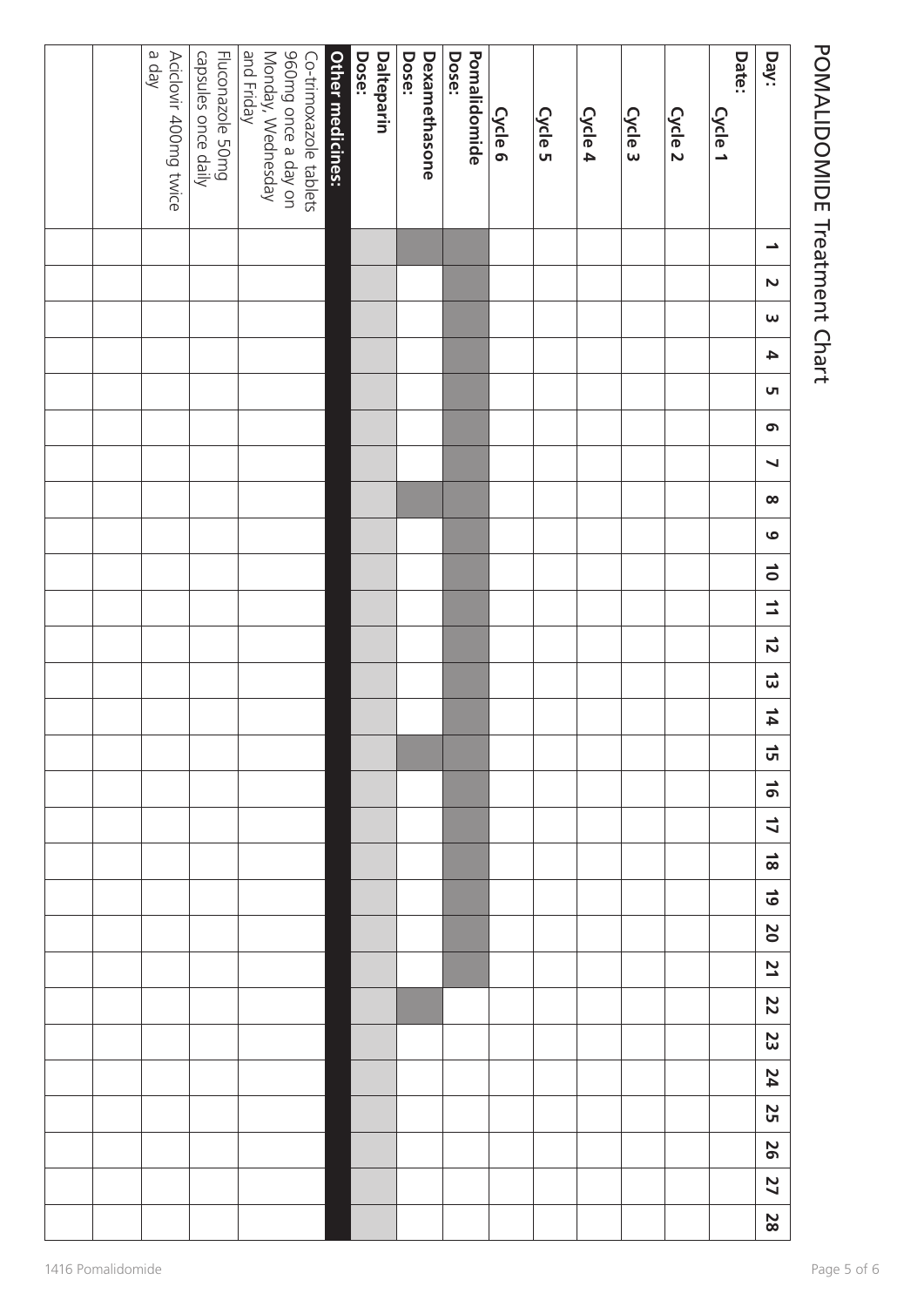# POMALIDOMIDE Treatment Chart

| Day: | 1 | 2 | 3 | 4 | 5 | 6 | 7 | 8 | 9 | 10 | 11 | 12 | 13 | 14 | 15 | 16 | 17 | 18 | 19 | 20 | 21 | 22 | 23 | 24 | 25 | 26 | 27 | 28 |
|---|---|---|---|---|---|---|---|---|---|---|---|---|---|---|---|---|---|---|---|---|---|---|---|---|---|---|---|---|
| **Date:** **Cycle 1** | | | | | | | | | | | | | | | | | | | | | | | | | | | | |
| **Cycle 2** | | | | | | | | | | | | | | | | | | | | | | | | | | | | |
| **Cycle 3** | | | | | | | | | | | | | | | | | | | | | | | | | | | | |
| **Cycle 4** | | | | | | | | | | | | | | | | | | | | | | | | | | | | |
| **Cycle 5** | | | | | | | | | | | | | | | | | | | | | | | | | | | | |
| **Cycle 6** | | | | | | | | | | | | | | | | | | | | | | | | | | | | |
| **Pomalidomide Dose:** | | | | | | | | | | | | | | | | | | | | | | | | | | | | |
| **Dexamethasone Dose:** | | | | | | | | | | | | | | | | | | | | | | | | | | | | |
| **Dalteparin Dose:** | | | | | | | | | | | | | | | | | | | | | | | | | | | | |
| **Other medicines:** | | | | | | | | | | | | | | | | | | | | | | | | | | | | |
| Co-trimoxazole tablets 960mg once a day on Monday, Wednesday and Friday | | | | | | | | | | | | | | | | | | | | | | | | | | | | |
| Fluconazole 50mg capsules once daily | | | | | | | | | | | | | | | | | | | | | | | | | | | | |
| Aciclovir 400mg twice a day | | | | | | | | | | | | | | | | | | | | | | | | | | | | |
| | | | | | | | | | | | | | | | | | | | | | | | | | | | | |
| | | | | | | | | | | | | | | | | | | | | | | | | | | | | |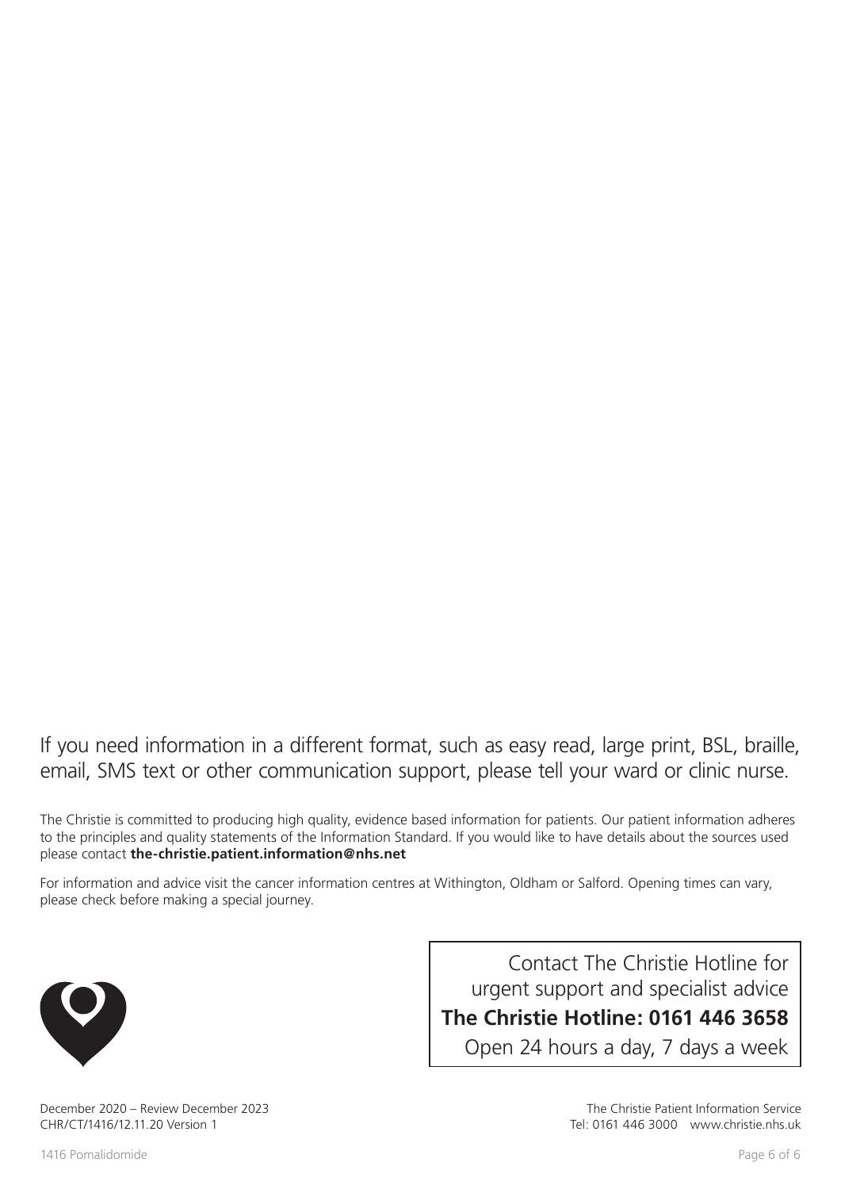If you need information in a different format, such as easy read, large print, BSL, braille, email, SMS text or other communication support, please tell your ward or clinic nurse.

The Christie is committed to producing high quality, evidence based information for patients. Our patient information adheres to the principles and quality statements of the Information Standard. If you would like to have details about the sources used please contact **the-christie.patient.information@nhs.net**

For information and advice visit the cancer information centres at Withington, Oldham or Salford. Opening times can vary, please check before making a special journey.

Contact The Christie Hotline for urgent support and specialist advice

**The Christie Hotline: 0161 446 3658**

Open 24 hours a day, 7 days a week

December 2020 – Review December 2023
CHR/CT/1416/12.11.20 Version 1

The Christie Patient Information Service
Tel: 0161 446 3000 www.christie.nhs.uk